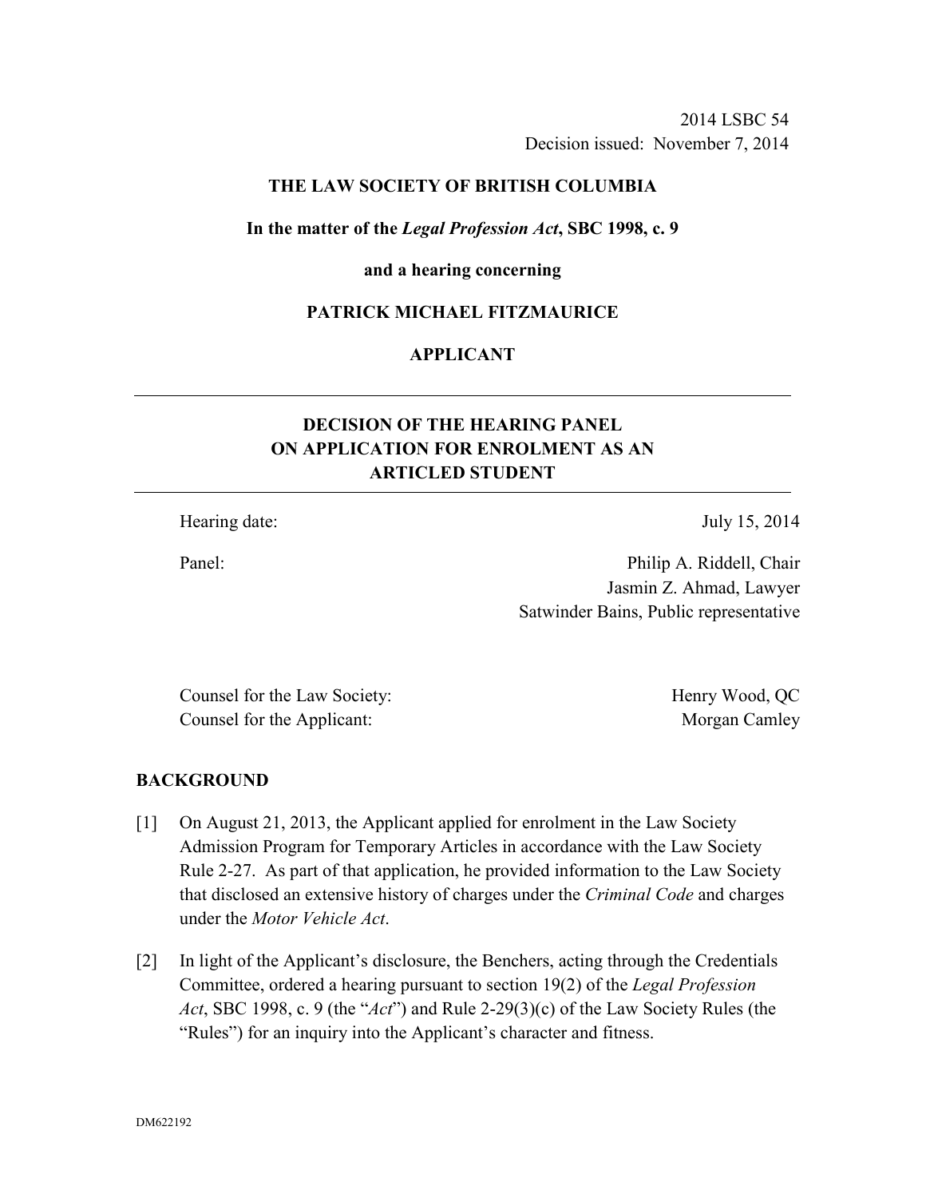2014 LSBC 54
Decision issued: November 7, 2014

**THE LAW SOCIETY OF BRITISH COLUMBIA**

**In the matter of the *Legal Profession Act*, SBC 1998, c. 9**

**and a hearing concerning**

**PATRICK MICHAEL FITZMAURICE**

**APPLICANT**

---

**DECISION OF THE HEARING PANEL ON APPLICATION FOR ENROLMENT AS AN ARTICLED STUDENT**

---

Hearing date: July 15, 2014

Panel: Philip A. Riddell, Chair
Jasmin Z. Ahmad, Lawyer
Satwinder Bains, Public representative

Counsel for the Law Society: Henry Wood, QC
Counsel for the Applicant: Morgan Camley

## BACKGROUND

[1] On August 21, 2013, the Applicant applied for enrolment in the Law Society Admission Program for Temporary Articles in accordance with the Law Society Rule 2-27. As part of that application, he provided information to the Law Society that disclosed an extensive history of charges under the *Criminal Code* and charges under the *Motor Vehicle Act*.

[2] In light of the Applicant's disclosure, the Benchers, acting through the Credentials Committee, ordered a hearing pursuant to section 19(2) of the *Legal Profession Act*, SBC 1998, c. 9 (the "*Act*") and Rule 2-29(3)(c) of the Law Society Rules (the "Rules") for an inquiry into the Applicant's character and fitness.

DM622192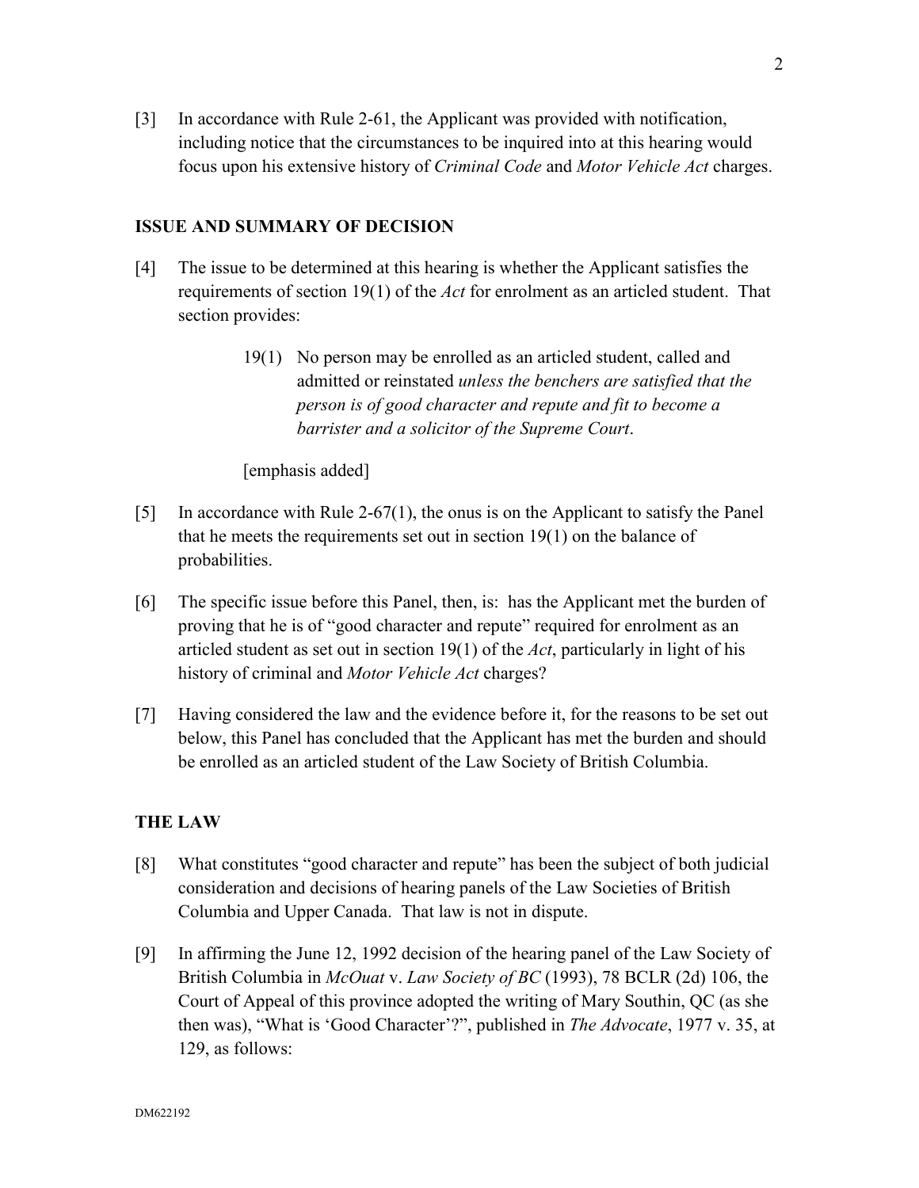[3] In accordance with Rule 2-61, the Applicant was provided with notification, including notice that the circumstances to be inquired into at this hearing would focus upon his extensive history of *Criminal Code* and *Motor Vehicle Act* charges.

## ISSUE AND SUMMARY OF DECISION

[4] The issue to be determined at this hearing is whether the Applicant satisfies the requirements of section 19(1) of the *Act* for enrolment as an articled student. That section provides:

> 19(1) No person may be enrolled as an articled student, called and admitted or reinstated *unless the benchers are satisfied that the person is of good character and repute and fit to become a barrister and a solicitor of the Supreme Court*.
>
> [emphasis added]

[5] In accordance with Rule 2-67(1), the onus is on the Applicant to satisfy the Panel that he meets the requirements set out in section 19(1) on the balance of probabilities.

[6] The specific issue before this Panel, then, is: has the Applicant met the burden of proving that he is of "good character and repute" required for enrolment as an articled student as set out in section 19(1) of the *Act*, particularly in light of his history of criminal and *Motor Vehicle Act* charges?

[7] Having considered the law and the evidence before it, for the reasons to be set out below, this Panel has concluded that the Applicant has met the burden and should be enrolled as an articled student of the Law Society of British Columbia.

## THE LAW

[8] What constitutes "good character and repute" has been the subject of both judicial consideration and decisions of hearing panels of the Law Societies of British Columbia and Upper Canada. That law is not in dispute.

[9] In affirming the June 12, 1992 decision of the hearing panel of the Law Society of British Columbia in *McOuat* v. *Law Society of BC* (1993), 78 BCLR (2d) 106, the Court of Appeal of this province adopted the writing of Mary Southin, QC (as she then was), "What is 'Good Character'?", published in *The Advocate*, 1977 v. 35, at 129, as follows: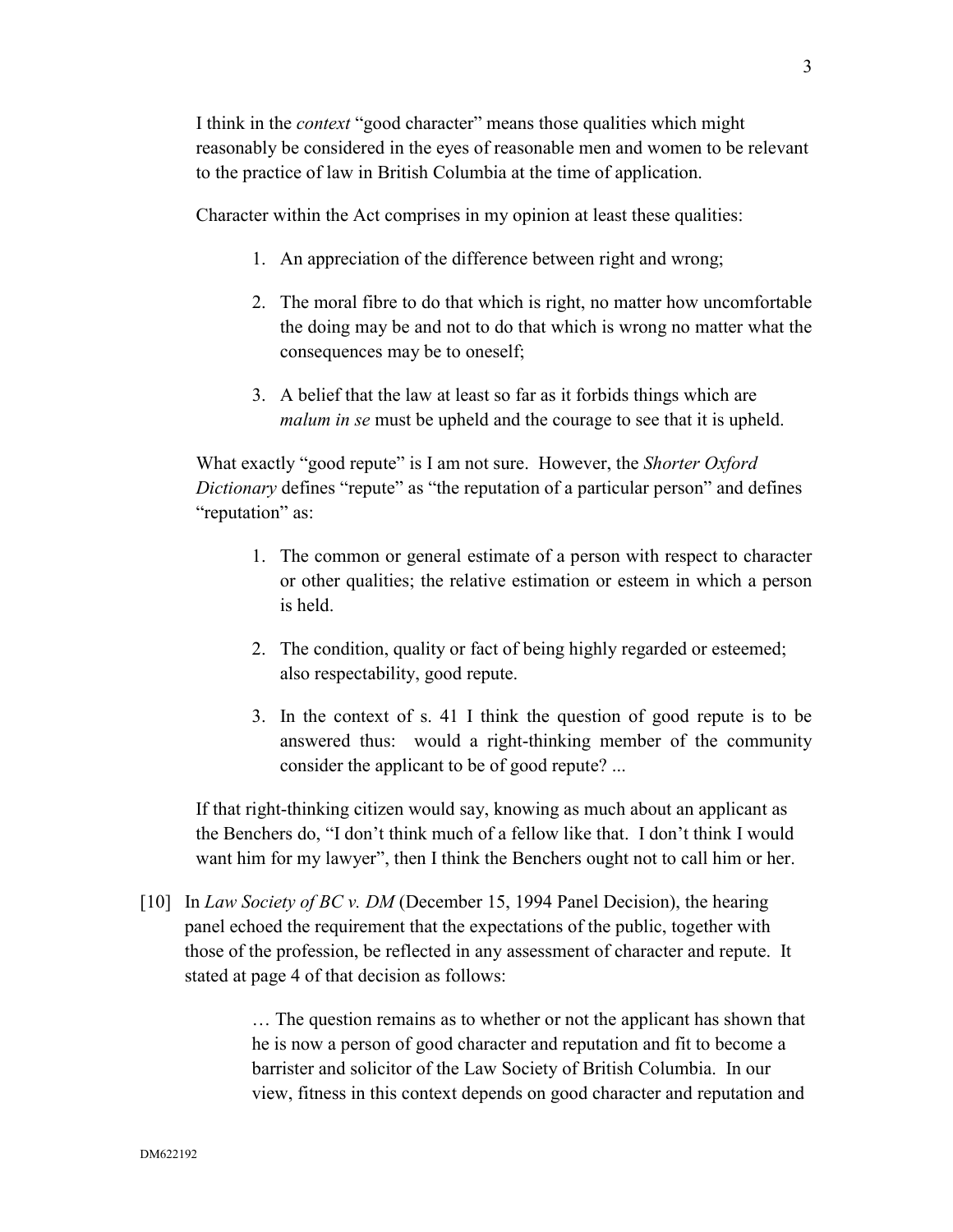I think in the *context* "good character" means those qualities which might reasonably be considered in the eyes of reasonable men and women to be relevant to the practice of law in British Columbia at the time of application.

Character within the Act comprises in my opinion at least these qualities:

1. An appreciation of the difference between right and wrong;

2. The moral fibre to do that which is right, no matter how uncomfortable the doing may be and not to do that which is wrong no matter what the consequences may be to oneself;

3. A belief that the law at least so far as it forbids things which are *malum in se* must be upheld and the courage to see that it is upheld.

What exactly "good repute" is I am not sure. However, the *Shorter Oxford Dictionary* defines "repute" as "the reputation of a particular person" and defines "reputation" as:

1. The common or general estimate of a person with respect to character or other qualities; the relative estimation or esteem in which a person is held.

2. The condition, quality or fact of being highly regarded or esteemed; also respectability, good repute.

3. In the context of s. 41 I think the question of good repute is to be answered thus: would a right-thinking member of the community consider the applicant to be of good repute? ...

If that right-thinking citizen would say, knowing as much about an applicant as the Benchers do, "I don't think much of a fellow like that. I don't think I would want him for my lawyer", then I think the Benchers ought not to call him or her.

[10] In *Law Society of BC v. DM* (December 15, 1994 Panel Decision), the hearing panel echoed the requirement that the expectations of the public, together with those of the profession, be reflected in any assessment of character and repute. It stated at page 4 of that decision as follows:

> … The question remains as to whether or not the applicant has shown that he is now a person of good character and reputation and fit to become a barrister and solicitor of the Law Society of British Columbia. In our view, fitness in this context depends on good character and reputation and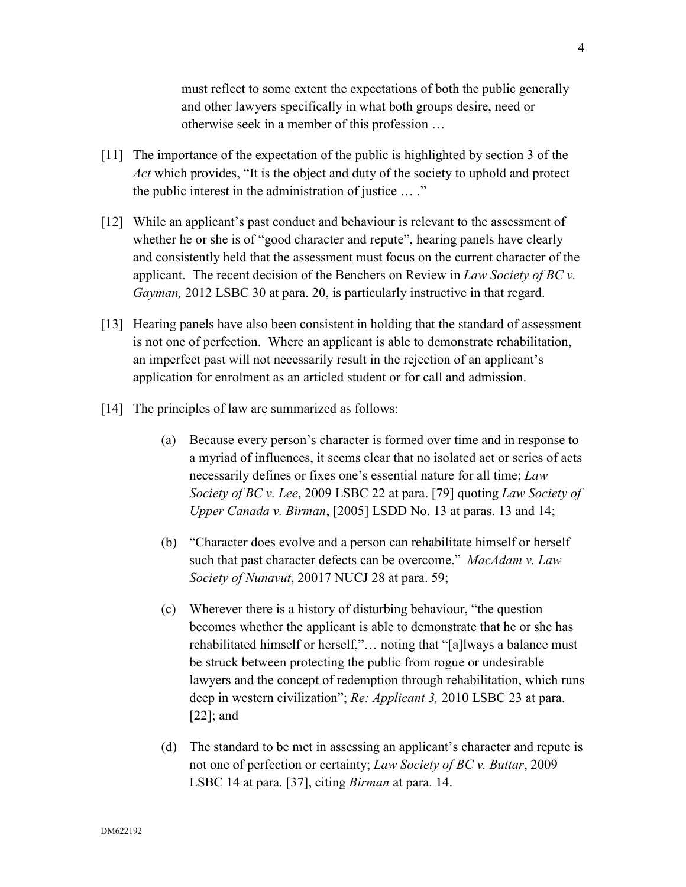> must reflect to some extent the expectations of both the public generally and other lawyers specifically in what both groups desire, need or otherwise seek in a member of this profession …

[11] The importance of the expectation of the public is highlighted by section 3 of the *Act* which provides, "It is the object and duty of the society to uphold and protect the public interest in the administration of justice … ."

[12] While an applicant's past conduct and behaviour is relevant to the assessment of whether he or she is of "good character and repute", hearing panels have clearly and consistently held that the assessment must focus on the current character of the applicant. The recent decision of the Benchers on Review in *Law Society of BC v. Gayman,* 2012 LSBC 30 at para. 20, is particularly instructive in that regard.

[13] Hearing panels have also been consistent in holding that the standard of assessment is not one of perfection. Where an applicant is able to demonstrate rehabilitation, an imperfect past will not necessarily result in the rejection of an applicant's application for enrolment as an articled student or for call and admission.

[14] The principles of law are summarized as follows:

> (a) Because every person's character is formed over time and in response to a myriad of influences, it seems clear that no isolated act or series of acts necessarily defines or fixes one's essential nature for all time; *Law Society of BC v. Lee*, 2009 LSBC 22 at para. [79] quoting *Law Society of Upper Canada v. Birman*, [2005] LSDD No. 13 at paras. 13 and 14;
>
> (b) "Character does evolve and a person can rehabilitate himself or herself such that past character defects can be overcome." *MacAdam v. Law Society of Nunavut*, 20017 NUCJ 28 at para. 59;
>
> (c) Wherever there is a history of disturbing behaviour, "the question becomes whether the applicant is able to demonstrate that he or she has rehabilitated himself or herself,"… noting that "[a]lways a balance must be struck between protecting the public from rogue or undesirable lawyers and the concept of redemption through rehabilitation, which runs deep in western civilization"; *Re: Applicant 3,* 2010 LSBC 23 at para. [22]; and
>
> (d) The standard to be met in assessing an applicant's character and repute is not one of perfection or certainty; *Law Society of BC v. Buttar*, 2009 LSBC 14 at para. [37], citing *Birman* at para. 14.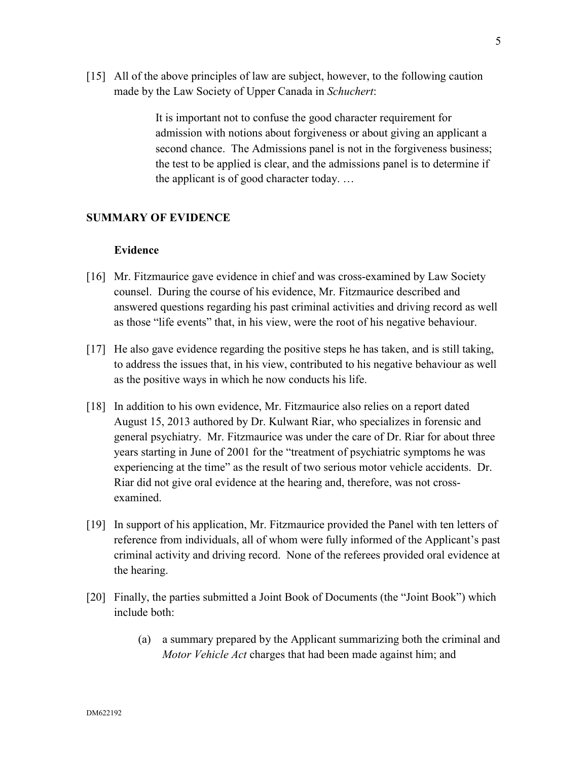[15] All of the above principles of law are subject, however, to the following caution made by the Law Society of Upper Canada in *Schuchert*:

> It is important not to confuse the good character requirement for admission with notions about forgiveness or about giving an applicant a second chance. The Admissions panel is not in the forgiveness business; the test to be applied is clear, and the admissions panel is to determine if the applicant is of good character today. …

## SUMMARY OF EVIDENCE

### Evidence

[16] Mr. Fitzmaurice gave evidence in chief and was cross-examined by Law Society counsel. During the course of his evidence, Mr. Fitzmaurice described and answered questions regarding his past criminal activities and driving record as well as those "life events" that, in his view, were the root of his negative behaviour.

[17] He also gave evidence regarding the positive steps he has taken, and is still taking, to address the issues that, in his view, contributed to his negative behaviour as well as the positive ways in which he now conducts his life.

[18] In addition to his own evidence, Mr. Fitzmaurice also relies on a report dated August 15, 2013 authored by Dr. Kulwant Riar, who specializes in forensic and general psychiatry. Mr. Fitzmaurice was under the care of Dr. Riar for about three years starting in June of 2001 for the "treatment of psychiatric symptoms he was experiencing at the time" as the result of two serious motor vehicle accidents. Dr. Riar did not give oral evidence at the hearing and, therefore, was not cross-examined.

[19] In support of his application, Mr. Fitzmaurice provided the Panel with ten letters of reference from individuals, all of whom were fully informed of the Applicant's past criminal activity and driving record. None of the referees provided oral evidence at the hearing.

[20] Finally, the parties submitted a Joint Book of Documents (the "Joint Book") which include both:

(a) a summary prepared by the Applicant summarizing both the criminal and *Motor Vehicle Act* charges that had been made against him; and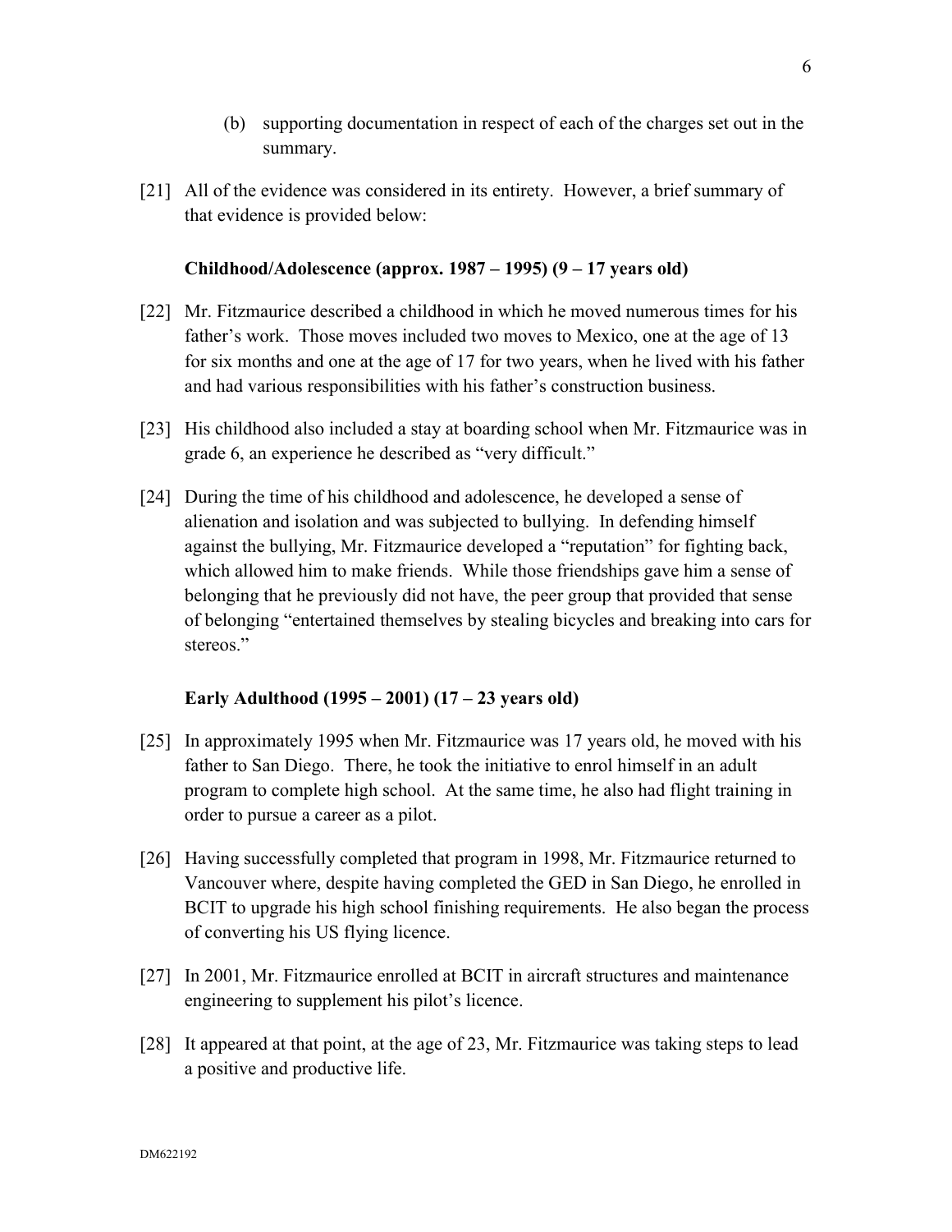(b) supporting documentation in respect of each of the charges set out in the summary.

[21] All of the evidence was considered in its entirety. However, a brief summary of that evidence is provided below:

**Childhood/Adolescence (approx. 1987 – 1995) (9 – 17 years old)**

[22] Mr. Fitzmaurice described a childhood in which he moved numerous times for his father's work. Those moves included two moves to Mexico, one at the age of 13 for six months and one at the age of 17 for two years, when he lived with his father and had various responsibilities with his father's construction business.

[23] His childhood also included a stay at boarding school when Mr. Fitzmaurice was in grade 6, an experience he described as "very difficult."

[24] During the time of his childhood and adolescence, he developed a sense of alienation and isolation and was subjected to bullying. In defending himself against the bullying, Mr. Fitzmaurice developed a "reputation" for fighting back, which allowed him to make friends. While those friendships gave him a sense of belonging that he previously did not have, the peer group that provided that sense of belonging "entertained themselves by stealing bicycles and breaking into cars for stereos."

**Early Adulthood (1995 – 2001) (17 – 23 years old)**

[25] In approximately 1995 when Mr. Fitzmaurice was 17 years old, he moved with his father to San Diego. There, he took the initiative to enrol himself in an adult program to complete high school. At the same time, he also had flight training in order to pursue a career as a pilot.

[26] Having successfully completed that program in 1998, Mr. Fitzmaurice returned to Vancouver where, despite having completed the GED in San Diego, he enrolled in BCIT to upgrade his high school finishing requirements. He also began the process of converting his US flying licence.

[27] In 2001, Mr. Fitzmaurice enrolled at BCIT in aircraft structures and maintenance engineering to supplement his pilot's licence.

[28] It appeared at that point, at the age of 23, Mr. Fitzmaurice was taking steps to lead a positive and productive life.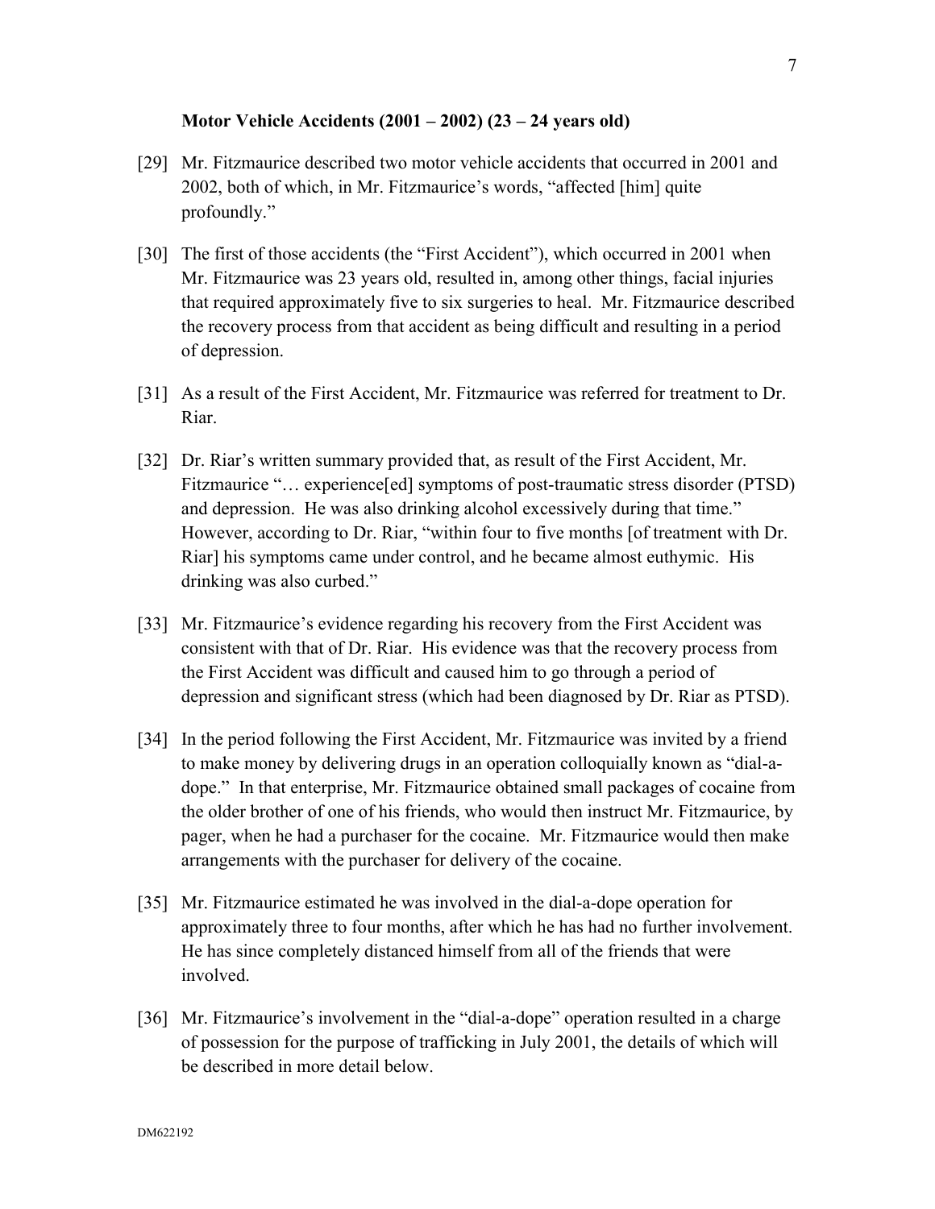**Motor Vehicle Accidents (2001 – 2002) (23 – 24 years old)**

[29] Mr. Fitzmaurice described two motor vehicle accidents that occurred in 2001 and 2002, both of which, in Mr. Fitzmaurice's words, "affected [him] quite profoundly."

[30] The first of those accidents (the "First Accident"), which occurred in 2001 when Mr. Fitzmaurice was 23 years old, resulted in, among other things, facial injuries that required approximately five to six surgeries to heal. Mr. Fitzmaurice described the recovery process from that accident as being difficult and resulting in a period of depression.

[31] As a result of the First Accident, Mr. Fitzmaurice was referred for treatment to Dr. Riar.

[32] Dr. Riar's written summary provided that, as result of the First Accident, Mr. Fitzmaurice "… experience[ed] symptoms of post-traumatic stress disorder (PTSD) and depression. He was also drinking alcohol excessively during that time." However, according to Dr. Riar, "within four to five months [of treatment with Dr. Riar] his symptoms came under control, and he became almost euthymic. His drinking was also curbed."

[33] Mr. Fitzmaurice's evidence regarding his recovery from the First Accident was consistent with that of Dr. Riar. His evidence was that the recovery process from the First Accident was difficult and caused him to go through a period of depression and significant stress (which had been diagnosed by Dr. Riar as PTSD).

[34] In the period following the First Accident, Mr. Fitzmaurice was invited by a friend to make money by delivering drugs in an operation colloquially known as "dial-a-dope." In that enterprise, Mr. Fitzmaurice obtained small packages of cocaine from the older brother of one of his friends, who would then instruct Mr. Fitzmaurice, by pager, when he had a purchaser for the cocaine. Mr. Fitzmaurice would then make arrangements with the purchaser for delivery of the cocaine.

[35] Mr. Fitzmaurice estimated he was involved in the dial-a-dope operation for approximately three to four months, after which he has had no further involvement. He has since completely distanced himself from all of the friends that were involved.

[36] Mr. Fitzmaurice's involvement in the "dial-a-dope" operation resulted in a charge of possession for the purpose of trafficking in July 2001, the details of which will be described in more detail below.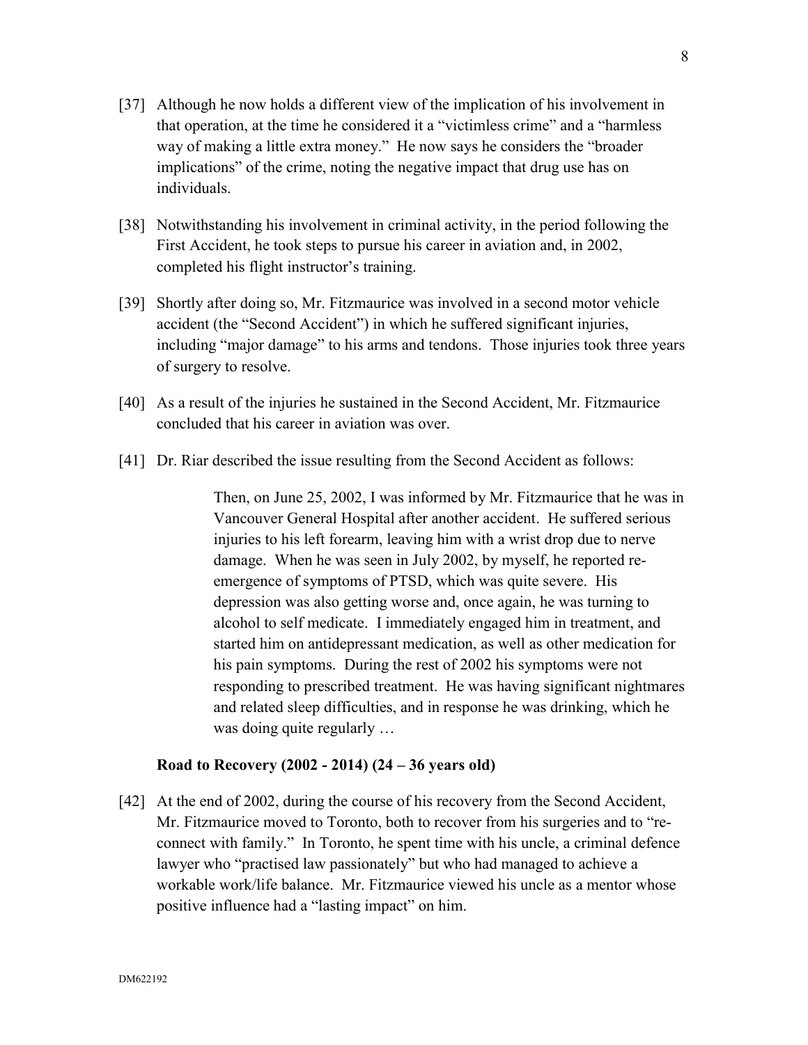[37] Although he now holds a different view of the implication of his involvement in that operation, at the time he considered it a "victimless crime" and a "harmless way of making a little extra money." He now says he considers the "broader implications" of the crime, noting the negative impact that drug use has on individuals.

[38] Notwithstanding his involvement in criminal activity, in the period following the First Accident, he took steps to pursue his career in aviation and, in 2002, completed his flight instructor's training.

[39] Shortly after doing so, Mr. Fitzmaurice was involved in a second motor vehicle accident (the "Second Accident") in which he suffered significant injuries, including "major damage" to his arms and tendons. Those injuries took three years of surgery to resolve.

[40] As a result of the injuries he sustained in the Second Accident, Mr. Fitzmaurice concluded that his career in aviation was over.

[41] Dr. Riar described the issue resulting from the Second Accident as follows:

> Then, on June 25, 2002, I was informed by Mr. Fitzmaurice that he was in Vancouver General Hospital after another accident. He suffered serious injuries to his left forearm, leaving him with a wrist drop due to nerve damage. When he was seen in July 2002, by myself, he reported re-emergence of symptoms of PTSD, which was quite severe. His depression was also getting worse and, once again, he was turning to alcohol to self medicate. I immediately engaged him in treatment, and started him on antidepressant medication, as well as other medication for his pain symptoms. During the rest of 2002 his symptoms were not responding to prescribed treatment. He was having significant nightmares and related sleep difficulties, and in response he was drinking, which he was doing quite regularly …

**Road to Recovery (2002 - 2014) (24 – 36 years old)**

[42] At the end of 2002, during the course of his recovery from the Second Accident, Mr. Fitzmaurice moved to Toronto, both to recover from his surgeries and to "re-connect with family." In Toronto, he spent time with his uncle, a criminal defence lawyer who "practised law passionately" but who had managed to achieve a workable work/life balance. Mr. Fitzmaurice viewed his uncle as a mentor whose positive influence had a "lasting impact" on him.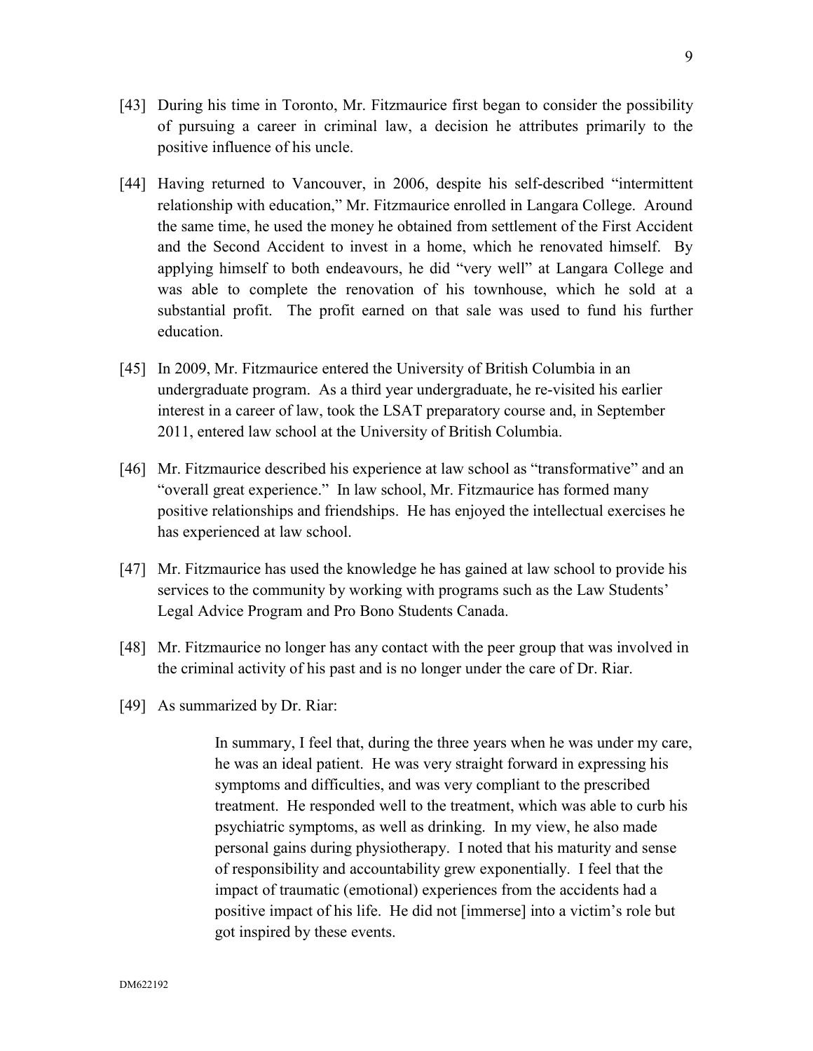[43] During his time in Toronto, Mr. Fitzmaurice first began to consider the possibility of pursuing a career in criminal law, a decision he attributes primarily to the positive influence of his uncle.

[44] Having returned to Vancouver, in 2006, despite his self-described "intermittent relationship with education," Mr. Fitzmaurice enrolled in Langara College. Around the same time, he used the money he obtained from settlement of the First Accident and the Second Accident to invest in a home, which he renovated himself. By applying himself to both endeavours, he did "very well" at Langara College and was able to complete the renovation of his townhouse, which he sold at a substantial profit. The profit earned on that sale was used to fund his further education.

[45] In 2009, Mr. Fitzmaurice entered the University of British Columbia in an undergraduate program. As a third year undergraduate, he re-visited his earlier interest in a career of law, took the LSAT preparatory course and, in September 2011, entered law school at the University of British Columbia.

[46] Mr. Fitzmaurice described his experience at law school as "transformative" and an "overall great experience." In law school, Mr. Fitzmaurice has formed many positive relationships and friendships. He has enjoyed the intellectual exercises he has experienced at law school.

[47] Mr. Fitzmaurice has used the knowledge he has gained at law school to provide his services to the community by working with programs such as the Law Students' Legal Advice Program and Pro Bono Students Canada.

[48] Mr. Fitzmaurice no longer has any contact with the peer group that was involved in the criminal activity of his past and is no longer under the care of Dr. Riar.

[49] As summarized by Dr. Riar:

> In summary, I feel that, during the three years when he was under my care, he was an ideal patient. He was very straight forward in expressing his symptoms and difficulties, and was very compliant to the prescribed treatment. He responded well to the treatment, which was able to curb his psychiatric symptoms, as well as drinking. In my view, he also made personal gains during physiotherapy. I noted that his maturity and sense of responsibility and accountability grew exponentially. I feel that the impact of traumatic (emotional) experiences from the accidents had a positive impact of his life. He did not [immerse] into a victim's role but got inspired by these events.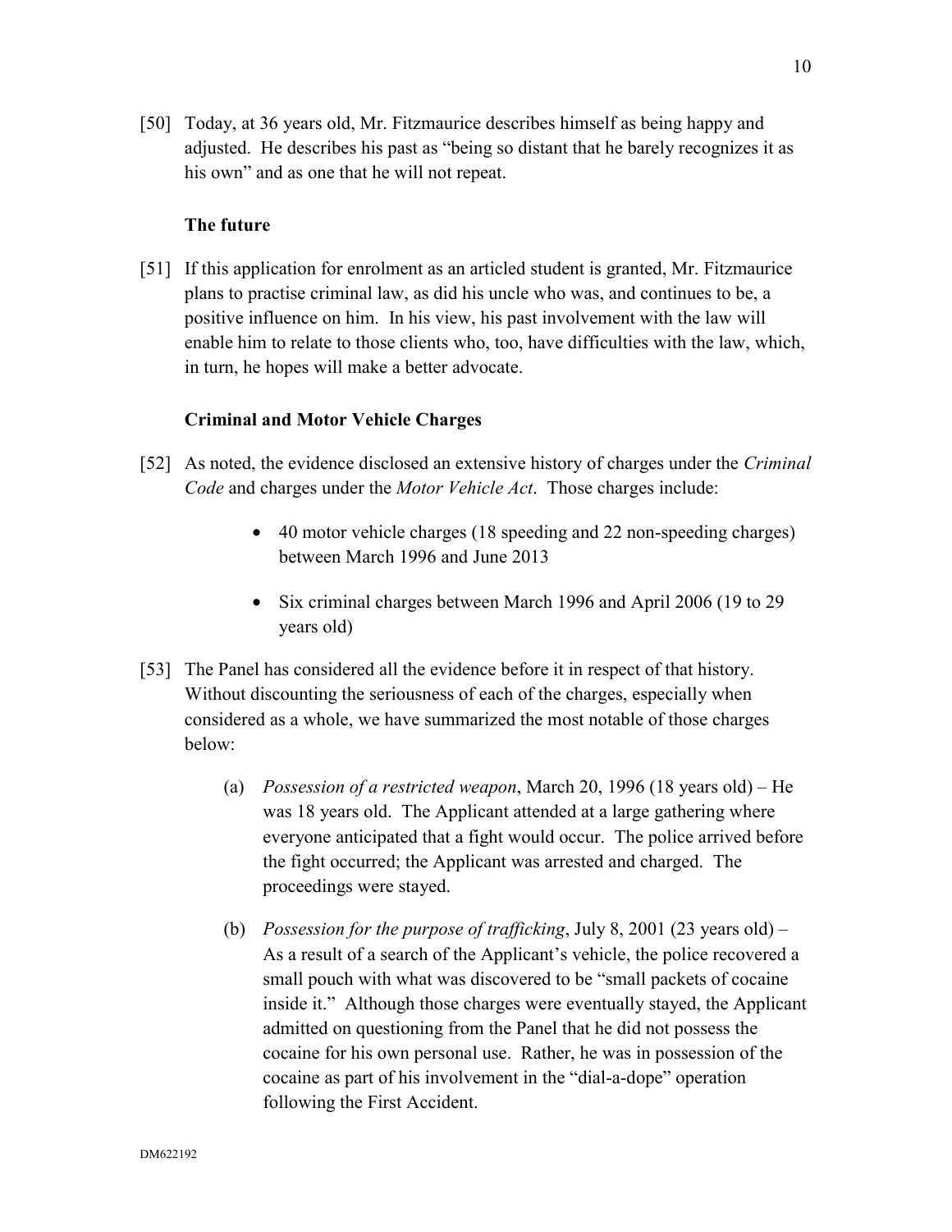[50] Today, at 36 years old, Mr. Fitzmaurice describes himself as being happy and adjusted. He describes his past as "being so distant that he barely recognizes it as his own" and as one that he will not repeat.

### The future

[51] If this application for enrolment as an articled student is granted, Mr. Fitzmaurice plans to practise criminal law, as did his uncle who was, and continues to be, a positive influence on him. In his view, his past involvement with the law will enable him to relate to those clients who, too, have difficulties with the law, which, in turn, he hopes will make a better advocate.

### Criminal and Motor Vehicle Charges

[52] As noted, the evidence disclosed an extensive history of charges under the *Criminal Code* and charges under the *Motor Vehicle Act*. Those charges include:

- 40 motor vehicle charges (18 speeding and 22 non-speeding charges) between March 1996 and June 2013
- Six criminal charges between March 1996 and April 2006 (19 to 29 years old)

[53] The Panel has considered all the evidence before it in respect of that history. Without discounting the seriousness of each of the charges, especially when considered as a whole, we have summarized the most notable of those charges below:

(a) *Possession of a restricted weapon*, March 20, 1996 (18 years old) – He was 18 years old. The Applicant attended at a large gathering where everyone anticipated that a fight would occur. The police arrived before the fight occurred; the Applicant was arrested and charged. The proceedings were stayed.

(b) *Possession for the purpose of trafficking*, July 8, 2001 (23 years old) – As a result of a search of the Applicant's vehicle, the police recovered a small pouch with what was discovered to be "small packets of cocaine inside it." Although those charges were eventually stayed, the Applicant admitted on questioning from the Panel that he did not possess the cocaine for his own personal use. Rather, he was in possession of the cocaine as part of his involvement in the "dial-a-dope" operation following the First Accident.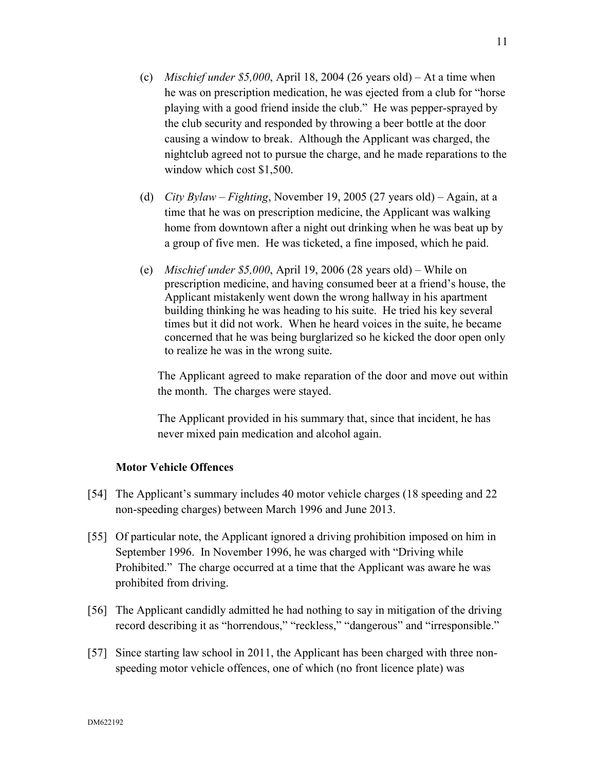(c) *Mischief under $5,000*, April 18, 2004 (26 years old) – At a time when he was on prescription medication, he was ejected from a club for "horse playing with a good friend inside the club." He was pepper-sprayed by the club security and responded by throwing a beer bottle at the door causing a window to break. Although the Applicant was charged, the nightclub agreed not to pursue the charge, and he made reparations to the window which cost $1,500.

(d) *City Bylaw – Fighting*, November 19, 2005 (27 years old) – Again, at a time that he was on prescription medicine, the Applicant was walking home from downtown after a night out drinking when he was beat up by a group of five men. He was ticketed, a fine imposed, which he paid.

(e) *Mischief under $5,000*, April 19, 2006 (28 years old) – While on prescription medicine, and having consumed beer at a friend's house, the Applicant mistakenly went down the wrong hallway in his apartment building thinking he was heading to his suite. He tried his key several times but it did not work. When he heard voices in the suite, he became concerned that he was being burglarized so he kicked the door open only to realize he was in the wrong suite.

The Applicant agreed to make reparation of the door and move out within the month. The charges were stayed.

The Applicant provided in his summary that, since that incident, he has never mixed pain medication and alcohol again.

**Motor Vehicle Offences**

[54] The Applicant's summary includes 40 motor vehicle charges (18 speeding and 22 non-speeding charges) between March 1996 and June 2013.

[55] Of particular note, the Applicant ignored a driving prohibition imposed on him in September 1996. In November 1996, he was charged with "Driving while Prohibited." The charge occurred at a time that the Applicant was aware he was prohibited from driving.

[56] The Applicant candidly admitted he had nothing to say in mitigation of the driving record describing it as "horrendous," "reckless," "dangerous" and "irresponsible."

[57] Since starting law school in 2011, the Applicant has been charged with three non-speeding motor vehicle offences, one of which (no front licence plate) was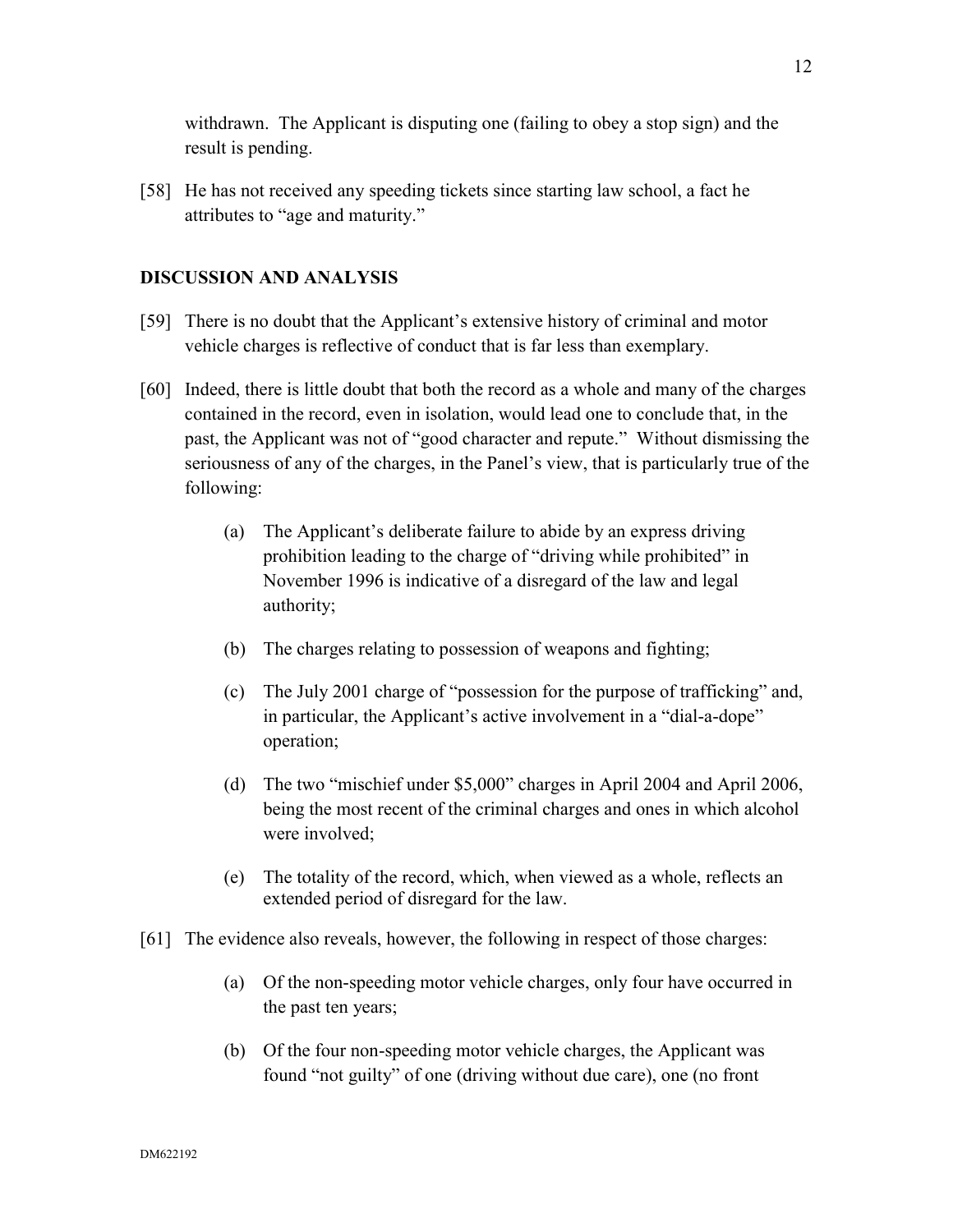withdrawn. The Applicant is disputing one (failing to obey a stop sign) and the result is pending.

[58] He has not received any speeding tickets since starting law school, a fact he attributes to "age and maturity."

## DISCUSSION AND ANALYSIS

[59] There is no doubt that the Applicant's extensive history of criminal and motor vehicle charges is reflective of conduct that is far less than exemplary.

[60] Indeed, there is little doubt that both the record as a whole and many of the charges contained in the record, even in isolation, would lead one to conclude that, in the past, the Applicant was not of "good character and repute." Without dismissing the seriousness of any of the charges, in the Panel's view, that is particularly true of the following:

(a) The Applicant's deliberate failure to abide by an express driving prohibition leading to the charge of "driving while prohibited" in November 1996 is indicative of a disregard of the law and legal authority;

(b) The charges relating to possession of weapons and fighting;

(c) The July 2001 charge of "possession for the purpose of trafficking" and, in particular, the Applicant's active involvement in a "dial-a-dope" operation;

(d) The two "mischief under $5,000" charges in April 2004 and April 2006, being the most recent of the criminal charges and ones in which alcohol were involved;

(e) The totality of the record, which, when viewed as a whole, reflects an extended period of disregard for the law.

[61] The evidence also reveals, however, the following in respect of those charges:

(a) Of the non-speeding motor vehicle charges, only four have occurred in the past ten years;

(b) Of the four non-speeding motor vehicle charges, the Applicant was found "not guilty" of one (driving without due care), one (no front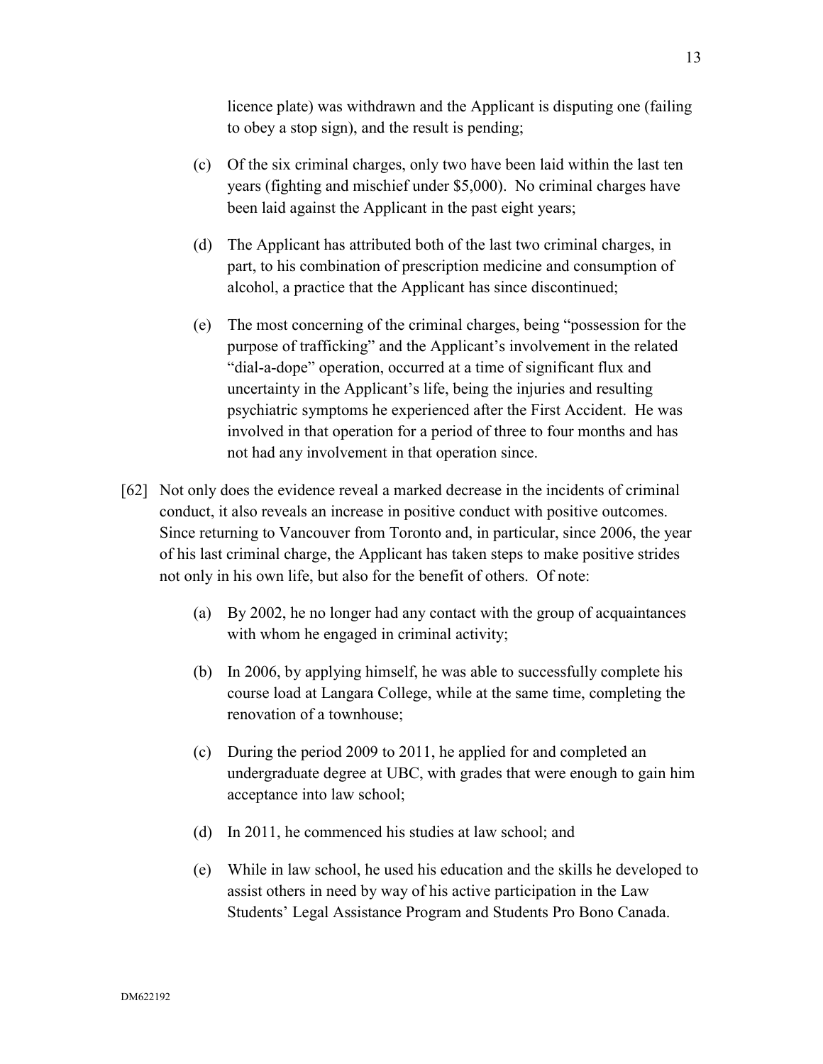licence plate) was withdrawn and the Applicant is disputing one (failing to obey a stop sign), and the result is pending;

(c) Of the six criminal charges, only two have been laid within the last ten years (fighting and mischief under $5,000). No criminal charges have been laid against the Applicant in the past eight years;

(d) The Applicant has attributed both of the last two criminal charges, in part, to his combination of prescription medicine and consumption of alcohol, a practice that the Applicant has since discontinued;

(e) The most concerning of the criminal charges, being "possession for the purpose of trafficking" and the Applicant's involvement in the related "dial-a-dope" operation, occurred at a time of significant flux and uncertainty in the Applicant's life, being the injuries and resulting psychiatric symptoms he experienced after the First Accident. He was involved in that operation for a period of three to four months and has not had any involvement in that operation since.

[62] Not only does the evidence reveal a marked decrease in the incidents of criminal conduct, it also reveals an increase in positive conduct with positive outcomes. Since returning to Vancouver from Toronto and, in particular, since 2006, the year of his last criminal charge, the Applicant has taken steps to make positive strides not only in his own life, but also for the benefit of others. Of note:

(a) By 2002, he no longer had any contact with the group of acquaintances with whom he engaged in criminal activity;

(b) In 2006, by applying himself, he was able to successfully complete his course load at Langara College, while at the same time, completing the renovation of a townhouse;

(c) During the period 2009 to 2011, he applied for and completed an undergraduate degree at UBC, with grades that were enough to gain him acceptance into law school;

(d) In 2011, he commenced his studies at law school; and

(e) While in law school, he used his education and the skills he developed to assist others in need by way of his active participation in the Law Students' Legal Assistance Program and Students Pro Bono Canada.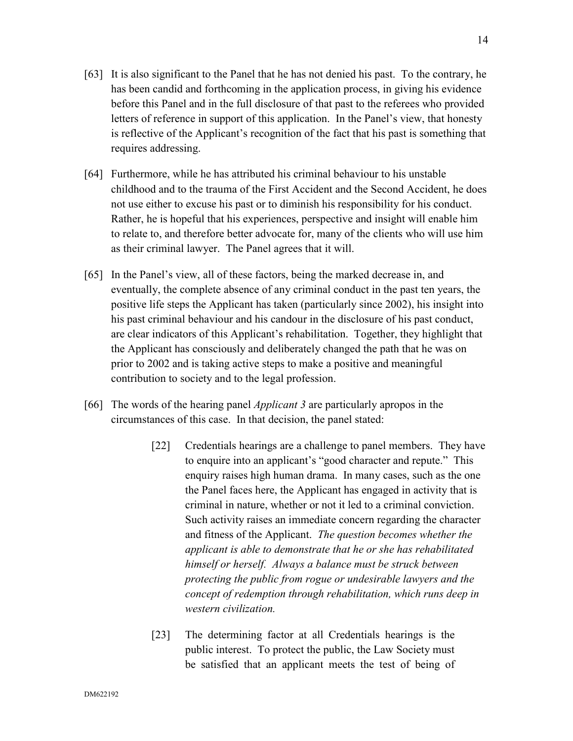[63] It is also significant to the Panel that he has not denied his past. To the contrary, he has been candid and forthcoming in the application process, in giving his evidence before this Panel and in the full disclosure of that past to the referees who provided letters of reference in support of this application. In the Panel's view, that honesty is reflective of the Applicant's recognition of the fact that his past is something that requires addressing.

[64] Furthermore, while he has attributed his criminal behaviour to his unstable childhood and to the trauma of the First Accident and the Second Accident, he does not use either to excuse his past or to diminish his responsibility for his conduct. Rather, he is hopeful that his experiences, perspective and insight will enable him to relate to, and therefore better advocate for, many of the clients who will use him as their criminal lawyer. The Panel agrees that it will.

[65] In the Panel's view, all of these factors, being the marked decrease in, and eventually, the complete absence of any criminal conduct in the past ten years, the positive life steps the Applicant has taken (particularly since 2002), his insight into his past criminal behaviour and his candour in the disclosure of his past conduct, are clear indicators of this Applicant's rehabilitation. Together, they highlight that the Applicant has consciously and deliberately changed the path that he was on prior to 2002 and is taking active steps to make a positive and meaningful contribution to society and to the legal profession.

[66] The words of the hearing panel *Applicant 3* are particularly apropos in the circumstances of this case. In that decision, the panel stated:

> [22] Credentials hearings are a challenge to panel members. They have to enquire into an applicant's "good character and repute." This enquiry raises high human drama. In many cases, such as the one the Panel faces here, the Applicant has engaged in activity that is criminal in nature, whether or not it led to a criminal conviction. Such activity raises an immediate concern regarding the character and fitness of the Applicant. *The question becomes whether the applicant is able to demonstrate that he or she has rehabilitated himself or herself. Always a balance must be struck between protecting the public from rogue or undesirable lawyers and the concept of redemption through rehabilitation, which runs deep in western civilization.*
>
> [23] The determining factor at all Credentials hearings is the public interest. To protect the public, the Law Society must be satisfied that an applicant meets the test of being of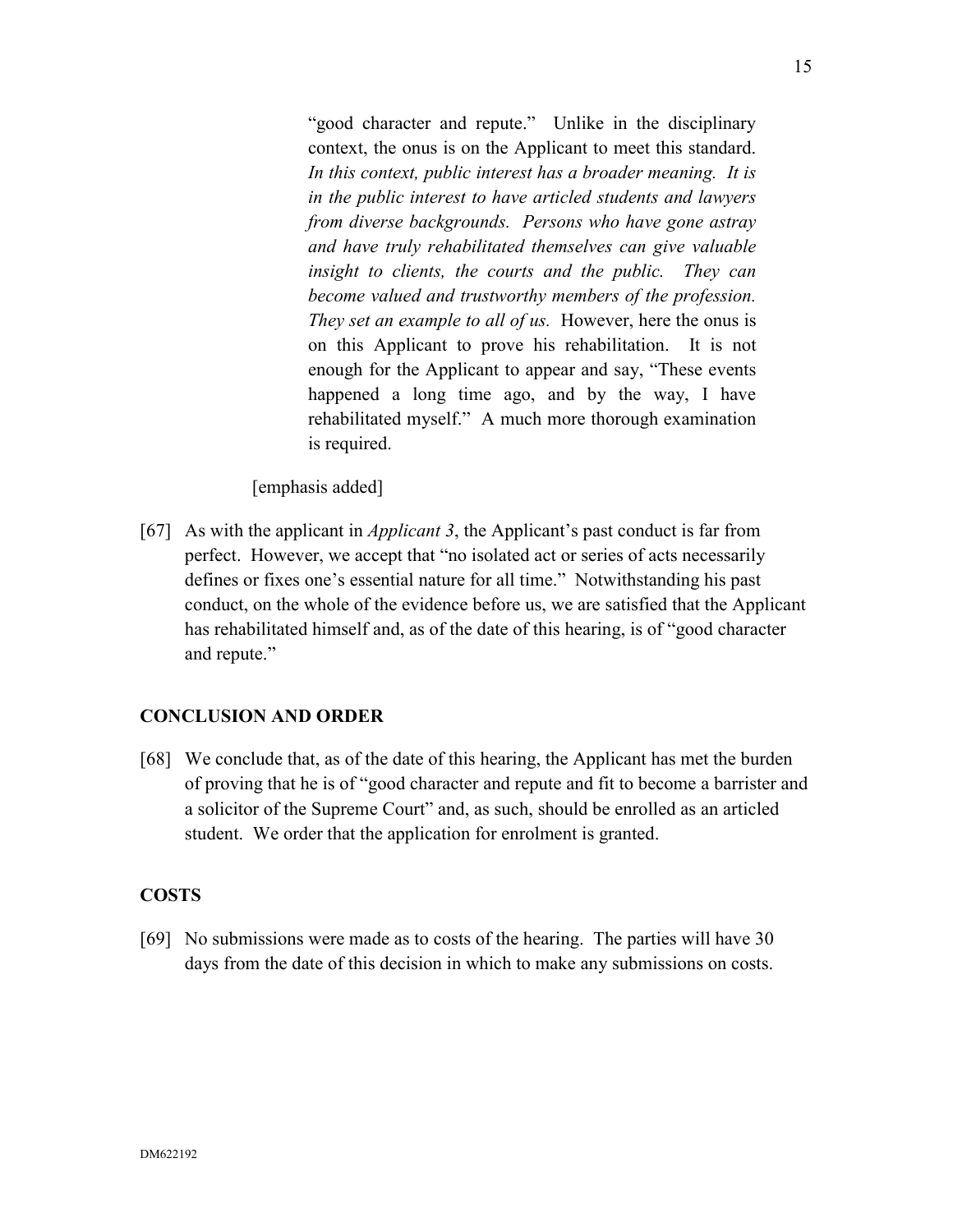> "good character and repute." Unlike in the disciplinary context, the onus is on the Applicant to meet this standard. *In this context, public interest has a broader meaning. It is in the public interest to have articled students and lawyers from diverse backgrounds. Persons who have gone astray and have truly rehabilitated themselves can give valuable insight to clients, the courts and the public. They can become valued and trustworthy members of the profession. They set an example to all of us.* However, here the onus is on this Applicant to prove his rehabilitation. It is not enough for the Applicant to appear and say, "These events happened a long time ago, and by the way, I have rehabilitated myself." A much more thorough examination is required.

[emphasis added]

[67] As with the applicant in *Applicant 3*, the Applicant's past conduct is far from perfect. However, we accept that "no isolated act or series of acts necessarily defines or fixes one's essential nature for all time." Notwithstanding his past conduct, on the whole of the evidence before us, we are satisfied that the Applicant has rehabilitated himself and, as of the date of this hearing, is of "good character and repute."

## CONCLUSION AND ORDER

[68] We conclude that, as of the date of this hearing, the Applicant has met the burden of proving that he is of "good character and repute and fit to become a barrister and a solicitor of the Supreme Court" and, as such, should be enrolled as an articled student. We order that the application for enrolment is granted.

## COSTS

[69] No submissions were made as to costs of the hearing. The parties will have 30 days from the date of this decision in which to make any submissions on costs.

DM622192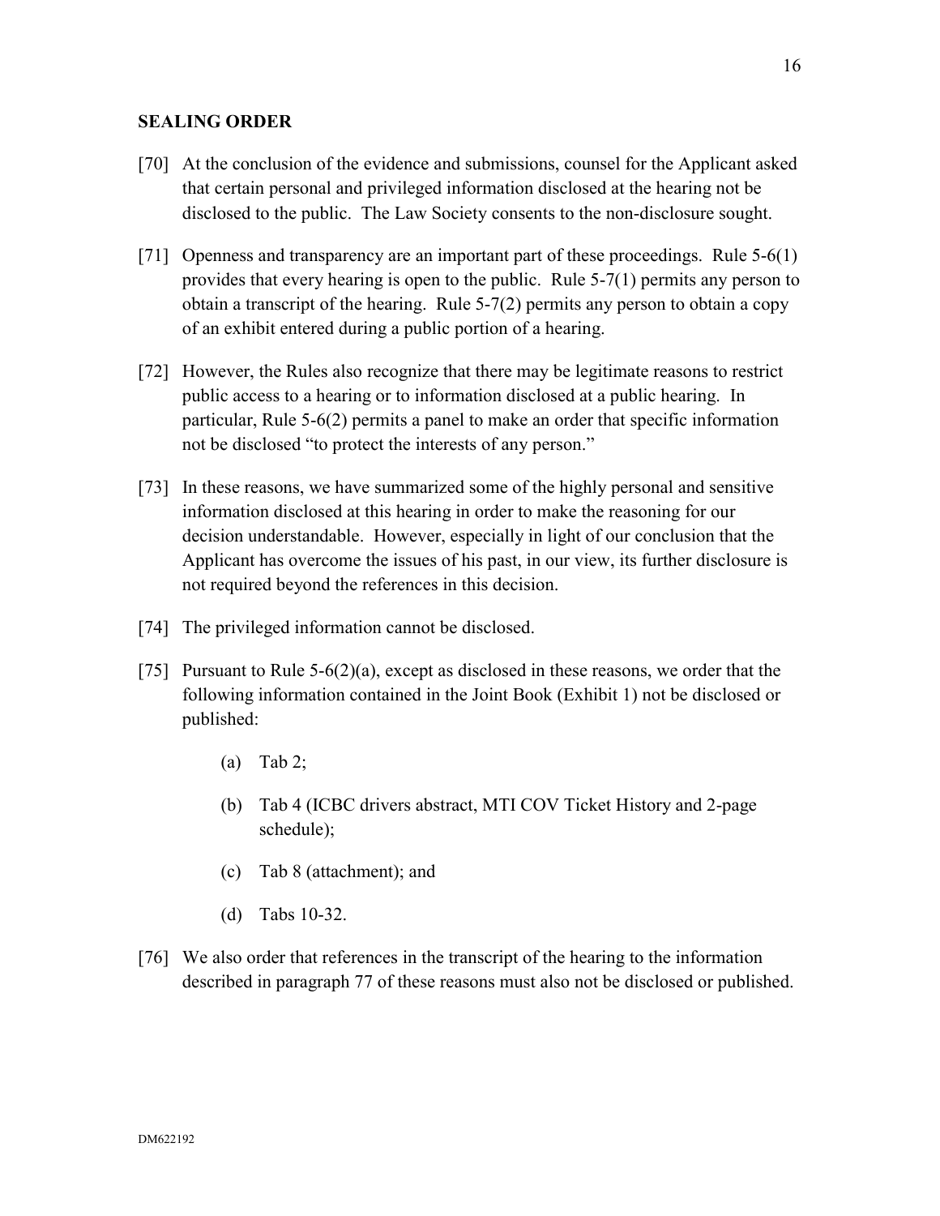## SEALING ORDER

[70] At the conclusion of the evidence and submissions, counsel for the Applicant asked that certain personal and privileged information disclosed at the hearing not be disclosed to the public. The Law Society consents to the non-disclosure sought.

[71] Openness and transparency are an important part of these proceedings. Rule 5-6(1) provides that every hearing is open to the public. Rule 5-7(1) permits any person to obtain a transcript of the hearing. Rule 5-7(2) permits any person to obtain a copy of an exhibit entered during a public portion of a hearing.

[72] However, the Rules also recognize that there may be legitimate reasons to restrict public access to a hearing or to information disclosed at a public hearing. In particular, Rule 5-6(2) permits a panel to make an order that specific information not be disclosed "to protect the interests of any person."

[73] In these reasons, we have summarized some of the highly personal and sensitive information disclosed at this hearing in order to make the reasoning for our decision understandable. However, especially in light of our conclusion that the Applicant has overcome the issues of his past, in our view, its further disclosure is not required beyond the references in this decision.

[74] The privileged information cannot be disclosed.

[75] Pursuant to Rule 5-6(2)(a), except as disclosed in these reasons, we order that the following information contained in the Joint Book (Exhibit 1) not be disclosed or published:

(a) Tab 2;

(b) Tab 4 (ICBC drivers abstract, MTI COV Ticket History and 2-page schedule);

(c) Tab 8 (attachment); and

(d) Tabs 10-32.

[76] We also order that references in the transcript of the hearing to the information described in paragraph 77 of these reasons must also not be disclosed or published.